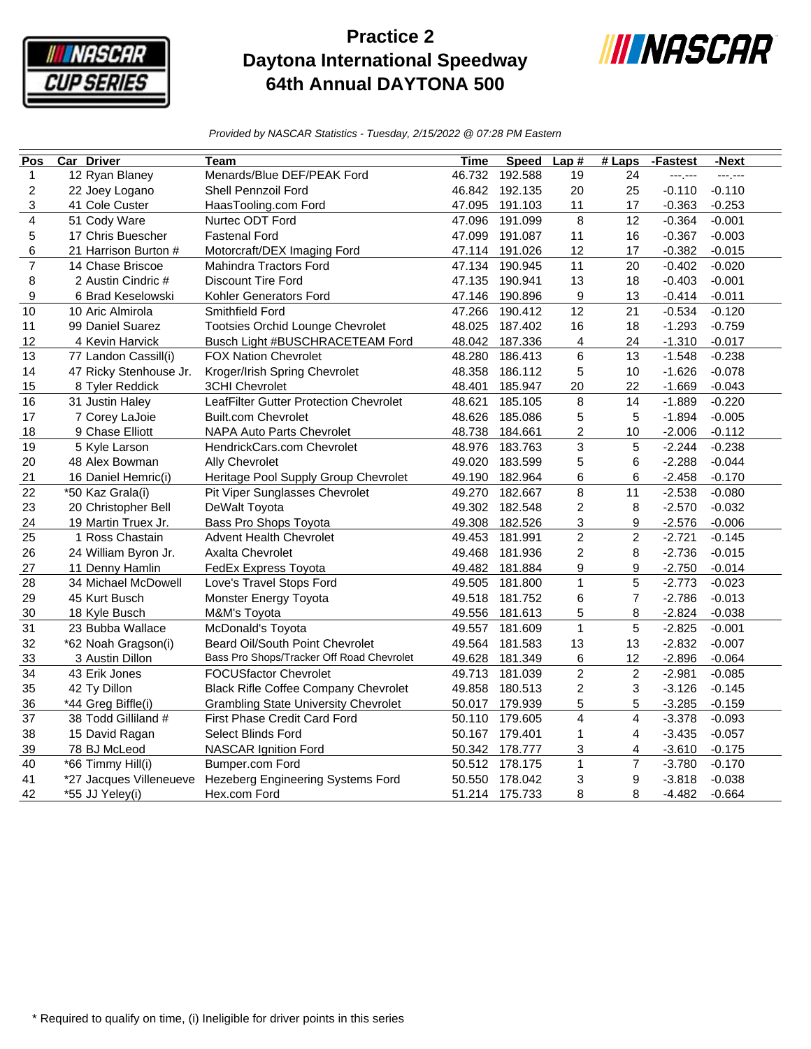# Practice 2
# Daytona International Speedway
# 64th Annual DAYTONA 500

*Provided by NASCAR Statistics - Tuesday, 2/15/2022 @ 07:28 PM Eastern*

| Pos | Car | Driver | Team | Time | Speed | Lap # | # Laps | -Fastest | -Next |
|---|---|---|---|---|---|---|---|---|---|
| 1 | 12 | Ryan Blaney | Menards/Blue DEF/PEAK Ford | 46.732 | 192.588 | 19 | 24 | ---.--- | ---.--- |
| 2 | 22 | Joey Logano | Shell Pennzoil Ford | 46.842 | 192.135 | 20 | 25 | -0.110 | -0.110 |
| 3 | 41 | Cole Custer | HaasTooling.com Ford | 47.095 | 191.103 | 11 | 17 | -0.363 | -0.253 |
| 4 | 51 | Cody Ware | Nurtec ODT Ford | 47.096 | 191.099 | 8 | 12 | -0.364 | -0.001 |
| 5 | 17 | Chris Buescher | Fastenal Ford | 47.099 | 191.087 | 11 | 16 | -0.367 | -0.003 |
| 6 | 21 | Harrison Burton # | Motorcraft/DEX Imaging Ford | 47.114 | 191.026 | 12 | 17 | -0.382 | -0.015 |
| 7 | 14 | Chase Briscoe | Mahindra Tractors Ford | 47.134 | 190.945 | 11 | 20 | -0.402 | -0.020 |
| 8 | 2 | Austin Cindric # | Discount Tire Ford | 47.135 | 190.941 | 13 | 18 | -0.403 | -0.001 |
| 9 | 6 | Brad Keselowski | Kohler Generators Ford | 47.146 | 190.896 | 9 | 13 | -0.414 | -0.011 |
| 10 | 10 | Aric Almirola | Smithfield Ford | 47.266 | 190.412 | 12 | 21 | -0.534 | -0.120 |
| 11 | 99 | Daniel Suarez | Tootsies Orchid Lounge Chevrolet | 48.025 | 187.402 | 16 | 18 | -1.293 | -0.759 |
| 12 | 4 | Kevin Harvick | Busch Light #BUSCHRACETEAM Ford | 48.042 | 187.336 | 4 | 24 | -1.310 | -0.017 |
| 13 | 77 | Landon Cassill(i) | FOX Nation Chevrolet | 48.280 | 186.413 | 6 | 13 | -1.548 | -0.238 |
| 14 | 47 | Ricky Stenhouse Jr. | Kroger/Irish Spring Chevrolet | 48.358 | 186.112 | 5 | 10 | -1.626 | -0.078 |
| 15 | 8 | Tyler Reddick | 3CHI Chevrolet | 48.401 | 185.947 | 20 | 22 | -1.669 | -0.043 |
| 16 | 31 | Justin Haley | LeafFilter Gutter Protection Chevrolet | 48.621 | 185.105 | 8 | 14 | -1.889 | -0.220 |
| 17 | 7 | Corey LaJoie | Built.com Chevrolet | 48.626 | 185.086 | 5 | 5 | -1.894 | -0.005 |
| 18 | 9 | Chase Elliott | NAPA Auto Parts Chevrolet | 48.738 | 184.661 | 2 | 10 | -2.006 | -0.112 |
| 19 | 5 | Kyle Larson | HendrickCars.com Chevrolet | 48.976 | 183.763 | 3 | 5 | -2.244 | -0.238 |
| 20 | 48 | Alex Bowman | Ally Chevrolet | 49.020 | 183.599 | 5 | 6 | -2.288 | -0.044 |
| 21 | 16 | Daniel Hemric(i) | Heritage Pool Supply Group Chevrolet | 49.190 | 182.964 | 6 | 6 | -2.458 | -0.170 |
| 22 | *50 | Kaz Grala(i) | Pit Viper Sunglasses Chevrolet | 49.270 | 182.667 | 8 | 11 | -2.538 | -0.080 |
| 23 | 20 | Christopher Bell | DeWalt Toyota | 49.302 | 182.548 | 2 | 8 | -2.570 | -0.032 |
| 24 | 19 | Martin Truex Jr. | Bass Pro Shops Toyota | 49.308 | 182.526 | 3 | 9 | -2.576 | -0.006 |
| 25 | 1 | Ross Chastain | Advent Health Chevrolet | 49.453 | 181.991 | 2 | 2 | -2.721 | -0.145 |
| 26 | 24 | William Byron Jr. | Axalta Chevrolet | 49.468 | 181.936 | 2 | 8 | -2.736 | -0.015 |
| 27 | 11 | Denny Hamlin | FedEx Express Toyota | 49.482 | 181.884 | 9 | 9 | -2.750 | -0.014 |
| 28 | 34 | Michael McDowell | Love's Travel Stops Ford | 49.505 | 181.800 | 1 | 5 | -2.773 | -0.023 |
| 29 | 45 | Kurt Busch | Monster Energy Toyota | 49.518 | 181.752 | 6 | 7 | -2.786 | -0.013 |
| 30 | 18 | Kyle Busch | M&M's Toyota | 49.556 | 181.613 | 5 | 8 | -2.824 | -0.038 |
| 31 | 23 | Bubba Wallace | McDonald's Toyota | 49.557 | 181.609 | 1 | 5 | -2.825 | -0.001 |
| 32 | *62 | Noah Gragson(i) | Beard Oil/South Point Chevrolet | 49.564 | 181.583 | 13 | 13 | -2.832 | -0.007 |
| 33 | 3 | Austin Dillon | Bass Pro Shops/Tracker Off Road Chevrolet | 49.628 | 181.349 | 6 | 12 | -2.896 | -0.064 |
| 34 | 43 | Erik Jones | FOCUSfactor Chevrolet | 49.713 | 181.039 | 2 | 2 | -2.981 | -0.085 |
| 35 | 42 | Ty Dillon | Black Rifle Coffee Company Chevrolet | 49.858 | 180.513 | 2 | 3 | -3.126 | -0.145 |
| 36 | *44 | Greg Biffle(i) | Grambling State University Chevrolet | 50.017 | 179.939 | 5 | 5 | -3.285 | -0.159 |
| 37 | 38 | Todd Gilliland # | First Phase Credit Card Ford | 50.110 | 179.605 | 4 | 4 | -3.378 | -0.093 |
| 38 | 15 | David Ragan | Select Blinds Ford | 50.167 | 179.401 | 1 | 4 | -3.435 | -0.057 |
| 39 | 78 | BJ McLeod | NASCAR Ignition Ford | 50.342 | 178.777 | 3 | 4 | -3.610 | -0.175 |
| 40 | *66 | Timmy Hill(i) | Bumper.com Ford | 50.512 | 178.175 | 1 | 7 | -3.780 | -0.170 |
| 41 | *27 | Jacques Villeneueve | Hezeberg Engineering Systems Ford | 50.550 | 178.042 | 3 | 9 | -3.818 | -0.038 |
| 42 | *55 | JJ Yeley(i) | Hex.com Ford | 51.214 | 175.733 | 8 | 8 | -4.482 | -0.664 |

\* Required to qualify on time, (i) Ineligible for driver points in this series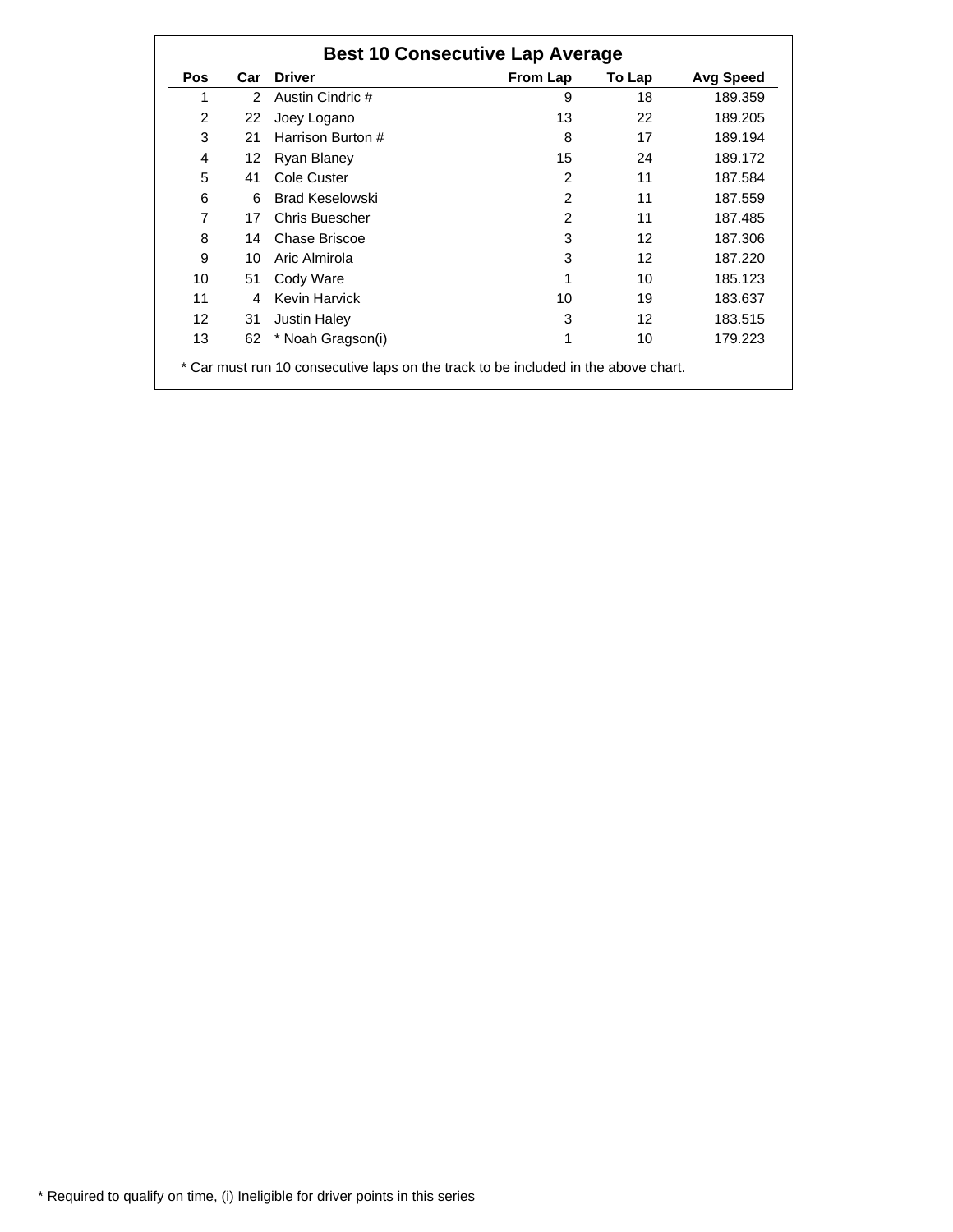## Best 10 Consecutive Lap Average

| Pos | Car | Driver | From Lap | To Lap | Avg Speed |
|---|---|---|---|---|---|
| 1 | 2 | Austin Cindric # | 9 | 18 | 189.359 |
| 2 | 22 | Joey Logano | 13 | 22 | 189.205 |
| 3 | 21 | Harrison Burton # | 8 | 17 | 189.194 |
| 4 | 12 | Ryan Blaney | 15 | 24 | 189.172 |
| 5 | 41 | Cole Custer | 2 | 11 | 187.584 |
| 6 | 6 | Brad Keselowski | 2 | 11 | 187.559 |
| 7 | 17 | Chris Buescher | 2 | 11 | 187.485 |
| 8 | 14 | Chase Briscoe | 3 | 12 | 187.306 |
| 9 | 10 | Aric Almirola | 3 | 12 | 187.220 |
| 10 | 51 | Cody Ware | 1 | 10 | 185.123 |
| 11 | 4 | Kevin Harvick | 10 | 19 | 183.637 |
| 12 | 31 | Justin Haley | 3 | 12 | 183.515 |
| 13 | 62 | * Noah Gragson(i) | 1 | 10 | 179.223 |

* Car must run 10 consecutive laps on the track to be included in the above chart.

* Required to qualify on time, (i) Ineligible for driver points in this series